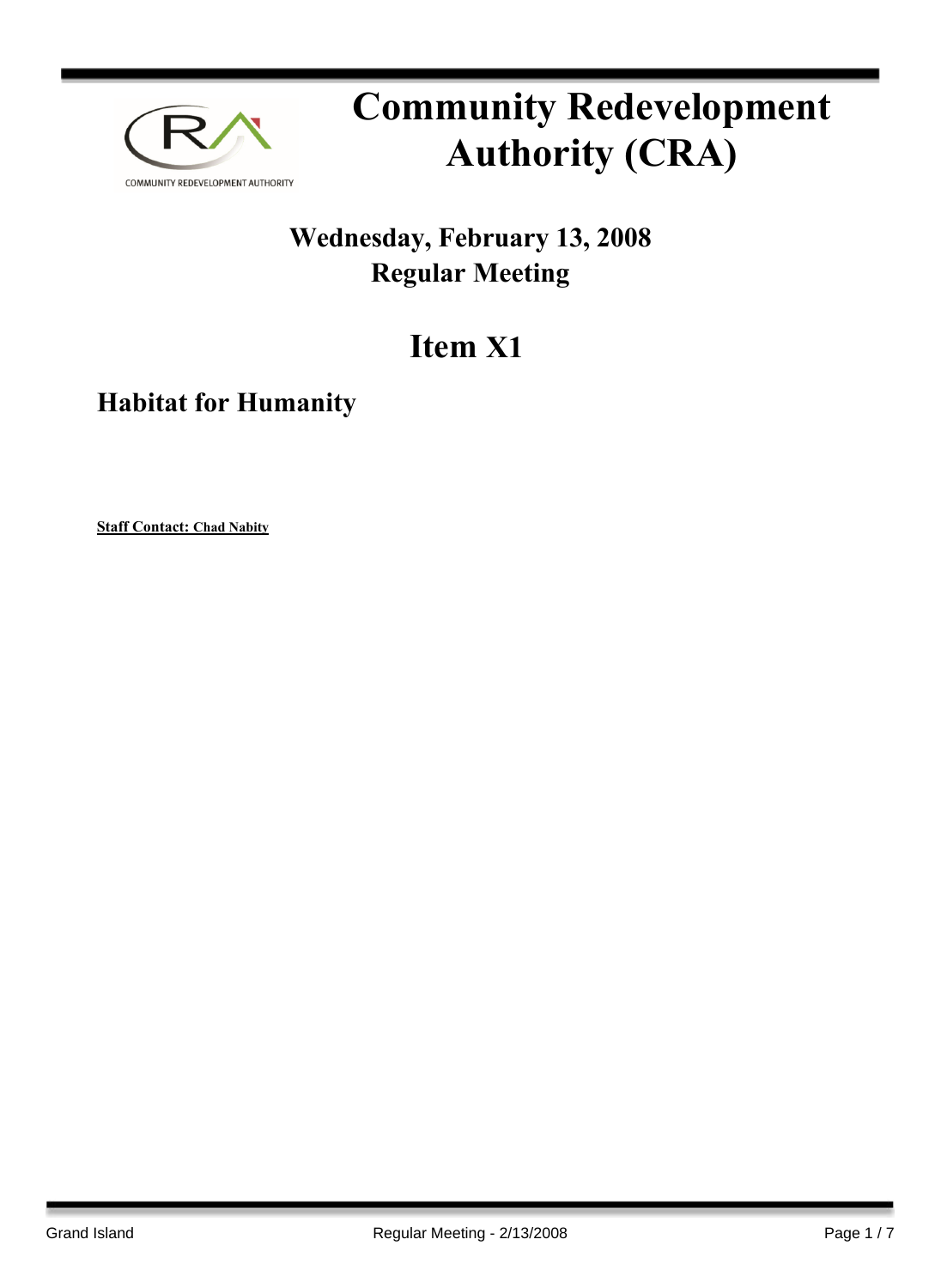# Community Redevelopment Authority (CRA)

## Wednesday, February 13, 2008
## Regular Meeting

# Item X1

## Habitat for Humanity

**Staff Contact: Chad Nabity**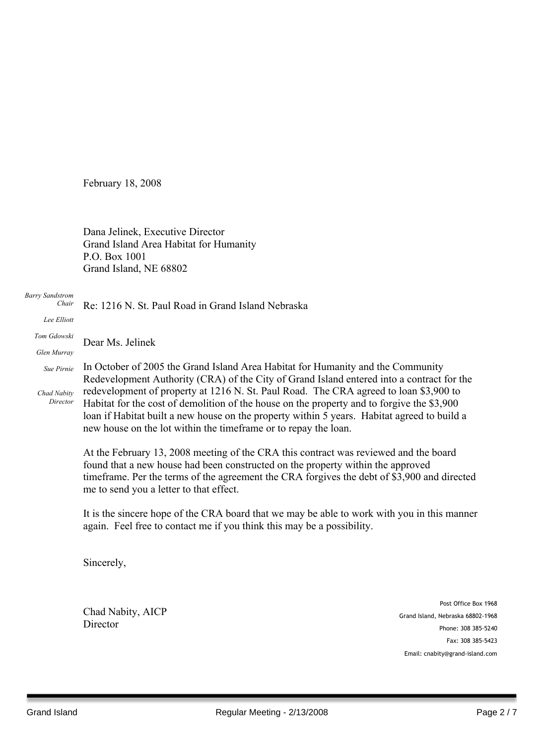February 18, 2008

Dana Jelinek, Executive Director
Grand Island Area Habitat for Humanity
P.O. Box 1001
Grand Island, NE 68802

*Barry Sandstrom*
*Chair*

*Lee Elliott*

*Tom Gdowski*

*Glen Murray*

*Sue Pirnie*

*Chad Nabity*
*Director*

Re: 1216 N. St. Paul Road in Grand Island Nebraska

Dear Ms. Jelinek

In October of 2005 the Grand Island Area Habitat for Humanity and the Community Redevelopment Authority (CRA) of the City of Grand Island entered into a contract for the redevelopment of property at 1216 N. St. Paul Road. The CRA agreed to loan $3,900 to Habitat for the cost of demolition of the house on the property and to forgive the $3,900 loan if Habitat built a new house on the property within 5 years. Habitat agreed to build a new house on the lot within the timeframe or to repay the loan.

At the February 13, 2008 meeting of the CRA this contract was reviewed and the board found that a new house had been constructed on the property within the approved timeframe. Per the terms of the agreement the CRA forgives the debt of $3,900 and directed me to send you a letter to that effect.

It is the sincere hope of the CRA board that we may be able to work with you in this manner again. Feel free to contact me if you think this may be a possibility.

Sincerely,

Chad Nabity, AICP
Director

Post Office Box 1968
Grand Island, Nebraska 68802-1968
Phone: 308 385-5240
Fax: 308 385-5423
Email: cnabity@grand-island.com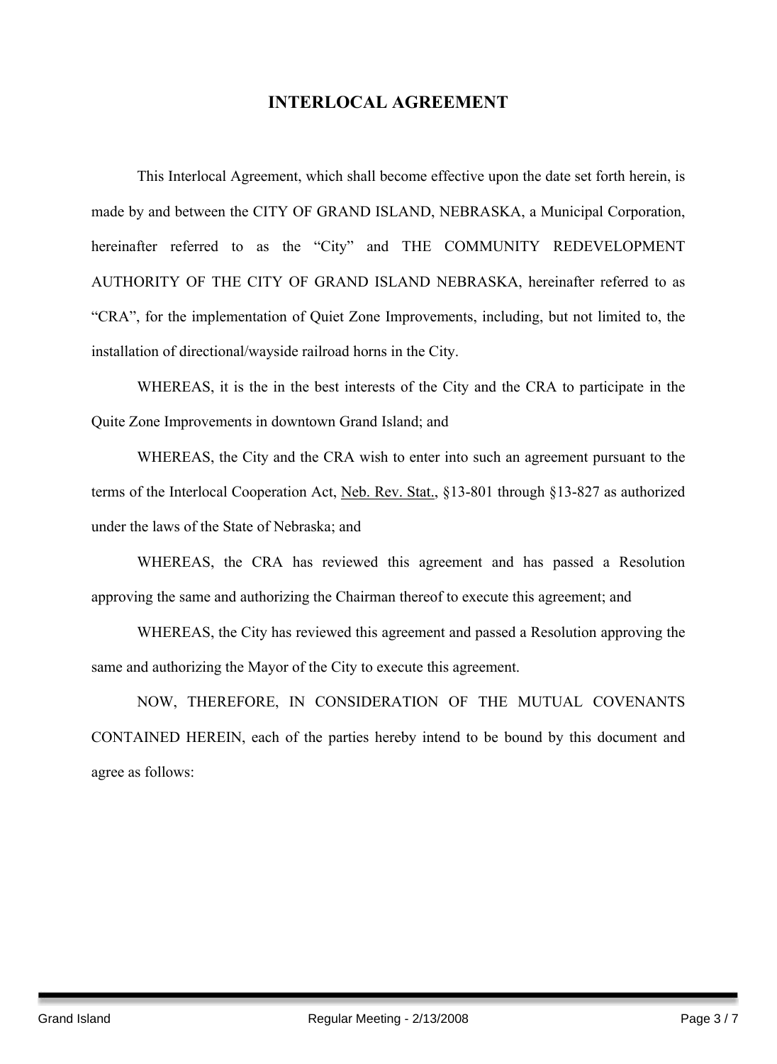# INTERLOCAL AGREEMENT

This Interlocal Agreement, which shall become effective upon the date set forth herein, is made by and between the CITY OF GRAND ISLAND, NEBRASKA, a Municipal Corporation, hereinafter referred to as the "City" and THE COMMUNITY REDEVELOPMENT AUTHORITY OF THE CITY OF GRAND ISLAND NEBRASKA, hereinafter referred to as "CRA", for the implementation of Quiet Zone Improvements, including, but not limited to, the installation of directional/wayside railroad horns in the City.

WHEREAS, it is the in the best interests of the City and the CRA to participate in the Quite Zone Improvements in downtown Grand Island; and

WHEREAS, the City and the CRA wish to enter into such an agreement pursuant to the terms of the Interlocal Cooperation Act, Neb. Rev. Stat., §13-801 through §13-827 as authorized under the laws of the State of Nebraska; and

WHEREAS, the CRA has reviewed this agreement and has passed a Resolution approving the same and authorizing the Chairman thereof to execute this agreement; and

WHEREAS, the City has reviewed this agreement and passed a Resolution approving the same and authorizing the Mayor of the City to execute this agreement.

NOW, THEREFORE, IN CONSIDERATION OF THE MUTUAL COVENANTS CONTAINED HEREIN, each of the parties hereby intend to be bound by this document and agree as follows: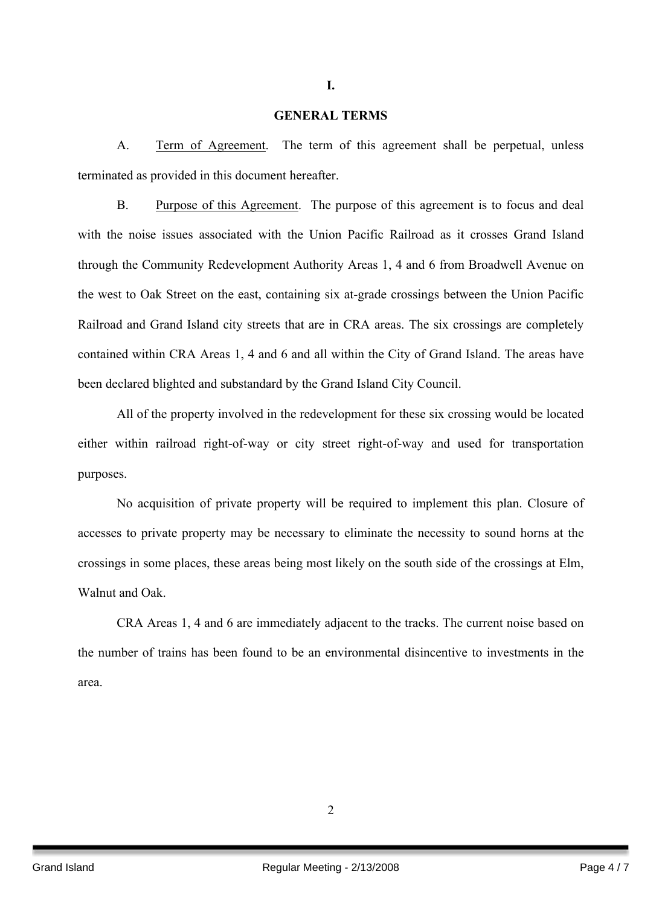## I.

## GENERAL TERMS

A. Term of Agreement. The term of this agreement shall be perpetual, unless terminated as provided in this document hereafter.

B. Purpose of this Agreement. The purpose of this agreement is to focus and deal with the noise issues associated with the Union Pacific Railroad as it crosses Grand Island through the Community Redevelopment Authority Areas 1, 4 and 6 from Broadwell Avenue on the west to Oak Street on the east, containing six at-grade crossings between the Union Pacific Railroad and Grand Island city streets that are in CRA areas. The six crossings are completely contained within CRA Areas 1, 4 and 6 and all within the City of Grand Island. The areas have been declared blighted and substandard by the Grand Island City Council.

All of the property involved in the redevelopment for these six crossing would be located either within railroad right-of-way or city street right-of-way and used for transportation purposes.

No acquisition of private property will be required to implement this plan. Closure of accesses to private property may be necessary to eliminate the necessity to sound horns at the crossings in some places, these areas being most likely on the south side of the crossings at Elm, Walnut and Oak.

CRA Areas 1, 4 and 6 are immediately adjacent to the tracks. The current noise based on the number of trains has been found to be an environmental disincentive to investments in the area.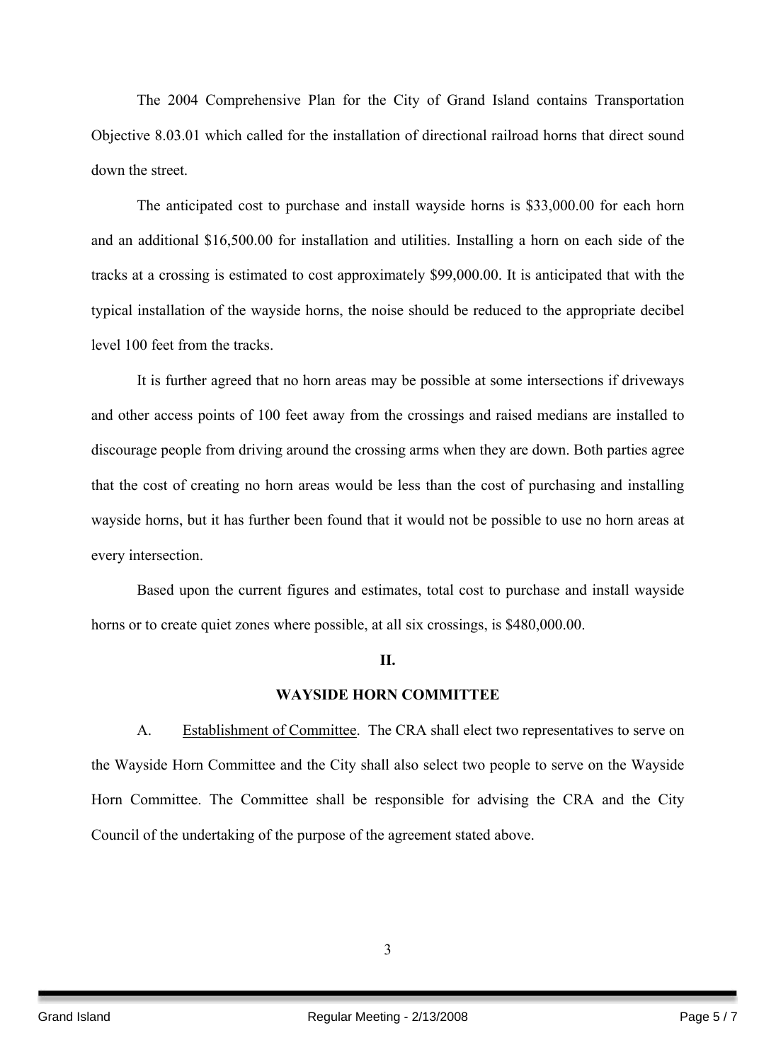The 2004 Comprehensive Plan for the City of Grand Island contains Transportation Objective 8.03.01 which called for the installation of directional railroad horns that direct sound down the street.

The anticipated cost to purchase and install wayside horns is $33,000.00 for each horn and an additional $16,500.00 for installation and utilities. Installing a horn on each side of the tracks at a crossing is estimated to cost approximately $99,000.00. It is anticipated that with the typical installation of the wayside horns, the noise should be reduced to the appropriate decibel level 100 feet from the tracks.

It is further agreed that no horn areas may be possible at some intersections if driveways and other access points of 100 feet away from the crossings and raised medians are installed to discourage people from driving around the crossing arms when they are down. Both parties agree that the cost of creating no horn areas would be less than the cost of purchasing and installing wayside horns, but it has further been found that it would not be possible to use no horn areas at every intersection.

Based upon the current figures and estimates, total cost to purchase and install wayside horns or to create quiet zones where possible, at all six crossings, is $480,000.00.

## II.

## WAYSIDE HORN COMMITTEE

A. Establishment of Committee. The CRA shall elect two representatives to serve on the Wayside Horn Committee and the City shall also select two people to serve on the Wayside Horn Committee. The Committee shall be responsible for advising the CRA and the City Council of the undertaking of the purpose of the agreement stated above.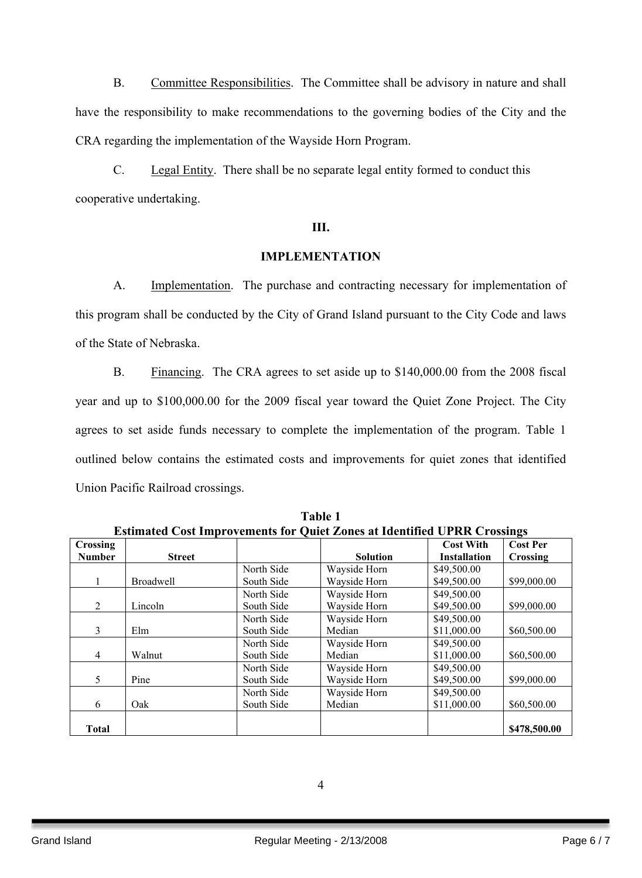B. Committee Responsibilities. The Committee shall be advisory in nature and shall have the responsibility to make recommendations to the governing bodies of the City and the CRA regarding the implementation of the Wayside Horn Program.

C. Legal Entity. There shall be no separate legal entity formed to conduct this cooperative undertaking.

## III.

## IMPLEMENTATION

A. Implementation. The purchase and contracting necessary for implementation of this program shall be conducted by the City of Grand Island pursuant to the City Code and laws of the State of Nebraska.

B. Financing. The CRA agrees to set aside up to $140,000.00 from the 2008 fiscal year and up to $100,000.00 for the 2009 fiscal year toward the Quiet Zone Project. The City agrees to set aside funds necessary to complete the implementation of the program. Table 1 outlined below contains the estimated costs and improvements for quiet zones that identified Union Pacific Railroad crossings.

**Table 1**
**Estimated Cost Improvements for Quiet Zones at Identified UPRR Crossings**

| Crossing Number | Street | | Solution | Cost With Installation | Cost Per Crossing |
|---|---|---|---|---|---|
| 1 | Broadwell | North Side<br>South Side | Wayside Horn<br>Wayside Horn | $49,500.00<br>$49,500.00 | $99,000.00 |
| 2 | Lincoln | North Side<br>South Side | Wayside Horn<br>Wayside Horn | $49,500.00<br>$49,500.00 | $99,000.00 |
| 3 | Elm | North Side<br>South Side | Wayside Horn<br>Median | $49,500.00<br>$11,000.00 | $60,500.00 |
| 4 | Walnut | North Side<br>South Side | Wayside Horn<br>Median | $49,500.00<br>$11,000.00 | $60,500.00 |
| 5 | Pine | North Side<br>South Side | Wayside Horn<br>Wayside Horn | $49,500.00<br>$49,500.00 | $99,000.00 |
| 6 | Oak | North Side<br>South Side | Wayside Horn<br>Median | $49,500.00<br>$11,000.00 | $60,500.00 |
| **Total** | | | | | **$478,500.00** |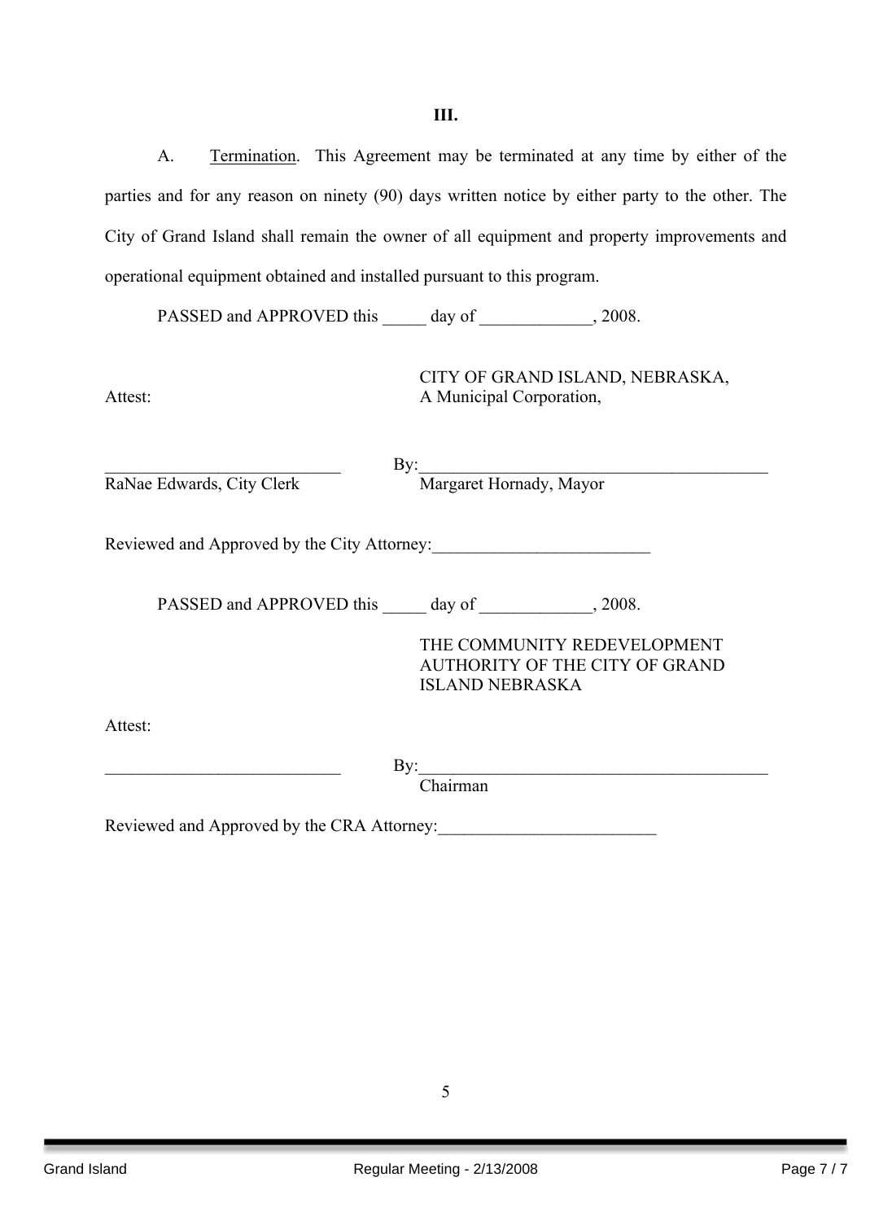**III.**

A. Termination. This Agreement may be terminated at any time by either of the parties and for any reason on ninety (90) days written notice by either party to the other. The City of Grand Island shall remain the owner of all equipment and property improvements and operational equipment obtained and installed pursuant to this program.

PASSED and APPROVED this _____ day of _____________, 2008.

CITY OF GRAND ISLAND, NEBRASKA,
A Municipal Corporation,

Attest:

___________________________ By:_________________________________________
RaNae Edwards, City Clerk Margaret Hornady, Mayor

Reviewed and Approved by the City Attorney:_________________________

PASSED and APPROVED this _____ day of _____________, 2008.

THE COMMUNITY REDEVELOPMENT AUTHORITY OF THE CITY OF GRAND ISLAND NEBRASKA

Attest:

___________________________ By:_________________________________________
Chairman

Reviewed and Approved by the CRA Attorney:_________________________